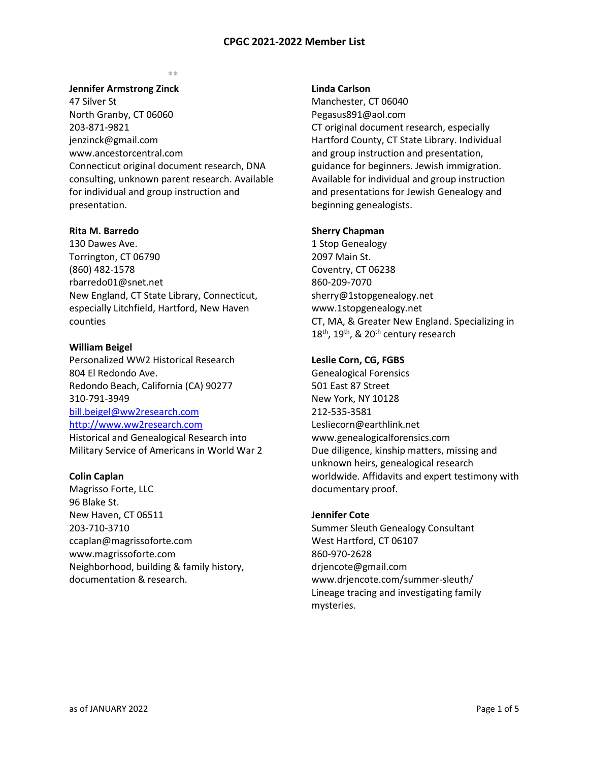# CPGC 2021-2022 Member List

**

**Jennifer Armstrong Zinck**
47 Silver St
North Granby, CT 06060
203-871-9821
jenzinck@gmail.com
www.ancestorcentral.com
Connecticut original document research, DNA consulting, unknown parent research. Available for individual and group instruction and presentation.

**Rita M. Barredo**
130 Dawes Ave.
Torrington, CT 06790
(860) 482-1578
rbarredo01@snet.net
New England, CT State Library, Connecticut, especially Litchfield, Hartford, New Haven counties

**William Beigel**
Personalized WW2 Historical Research
804 El Redondo Ave.
Redondo Beach, California (CA) 90277
310-791-3949
bill.beigel@ww2research.com
http://www.ww2research.com
Historical and Genealogical Research into Military Service of Americans in World War 2

**Colin Caplan**
Magrisso Forte, LLC
96 Blake St.
New Haven, CT 06511
203-710-3710
ccaplan@magrissoforte.com
www.magrissoforte.com
Neighborhood, building & family history, documentation & research.

**Linda Carlson**
Manchester, CT 06040
Pegasus891@aol.com
CT original document research, especially Hartford County, CT State Library. Individual and group instruction and presentation, guidance for beginners. Jewish immigration. Available for individual and group instruction and presentations for Jewish Genealogy and beginning genealogists.

**Sherry Chapman**
1 Stop Genealogy
2097 Main St.
Coventry, CT 06238
860-209-7070
sherry@1stopgenealogy.net
www.1stopgenealogy.net
CT, MA, & Greater New England. Specializing in 18th, 19th, & 20th century research

**Leslie Corn, CG, FGBS**
Genealogical Forensics
501 East 87 Street
New York, NY 10128
212-535-3581
Lesliecorn@earthlink.net
www.genealogicalforensics.com
Due diligence, kinship matters, missing and unknown heirs, genealogical research worldwide. Affidavits and expert testimony with documentary proof.

**Jennifer Cote**
Summer Sleuth Genealogy Consultant
West Hartford, CT 06107
860-970-2628
drjencote@gmail.com
www.drjencote.com/summer-sleuth/
Lineage tracing and investigating family mysteries.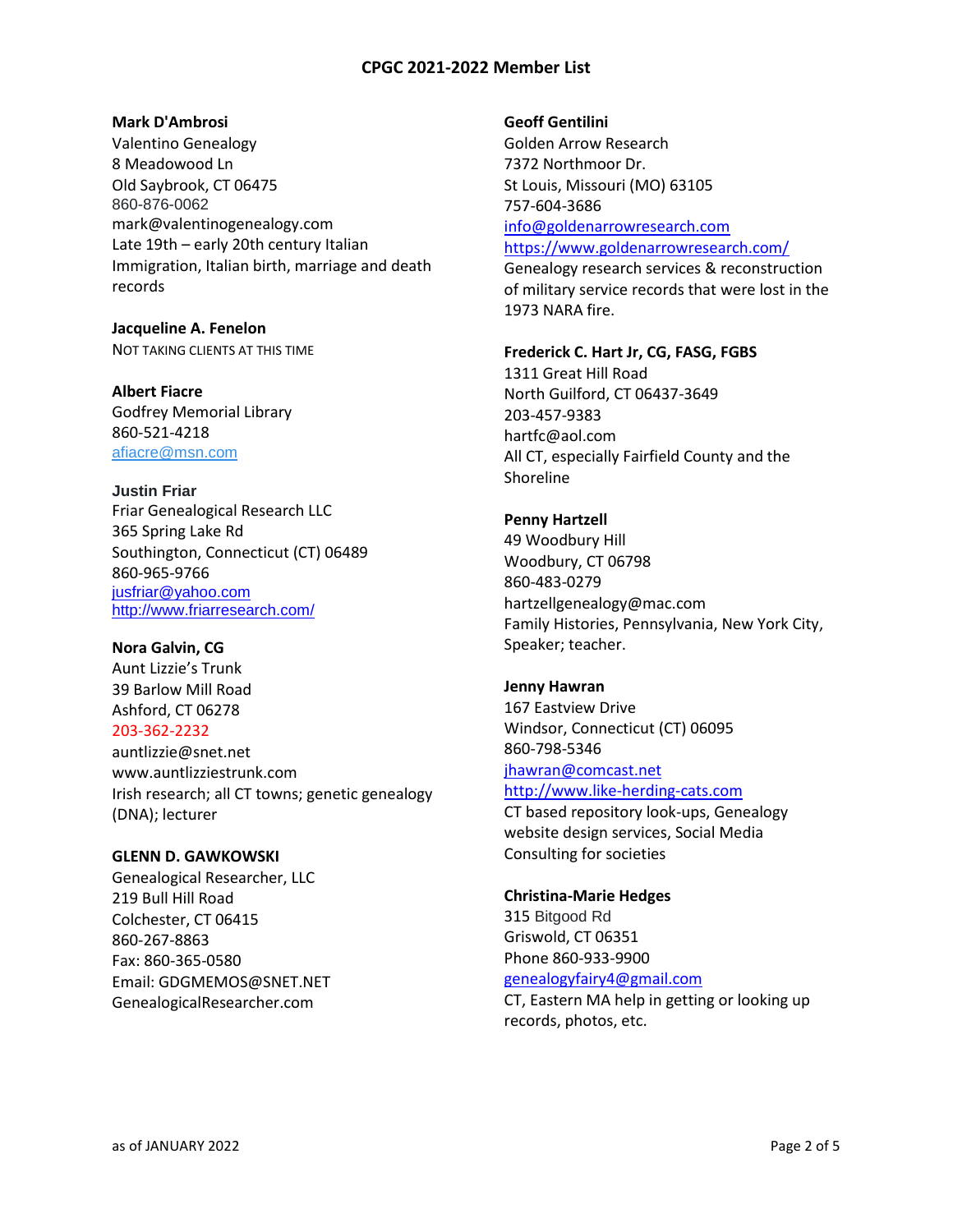**Mark D'Ambrosi**
Valentino Genealogy
8 Meadowood Ln
Old Saybrook, CT 06475
860-876-0062
mark@valentinogenealogy.com
Late 19th – early 20th century Italian Immigration, Italian birth, marriage and death records

**Jacqueline A. Fenelon**
NOT TAKING CLIENTS AT THIS TIME

**Albert Fiacre**
Godfrey Memorial Library
860-521-4218
afiacre@msn.com

**Justin Friar**
Friar Genealogical Research LLC
365 Spring Lake Rd
Southington, Connecticut (CT) 06489
860-965-9766
jusfriar@yahoo.com
http://www.friarresearch.com/

**Nora Galvin, CG**
Aunt Lizzie's Trunk
39 Barlow Mill Road
Ashford, CT 06278
203-362-2232
auntlizzie@snet.net
www.auntlizziestrunk.com
Irish research; all CT towns; genetic genealogy (DNA); lecturer

**GLENN D. GAWKOWSKI**
Genealogical Researcher, LLC
219 Bull Hill Road
Colchester, CT 06415
860-267-8863
Fax: 860-365-0580
Email: GDGMEMOS@SNET.NET
GenealogicalResearcher.com

**Geoff Gentilini**
Golden Arrow Research
7372 Northmoor Dr.
St Louis, Missouri (MO) 63105
757-604-3686
info@goldenarrowresearch.com
https://www.goldenarrowresearch.com/
Genealogy research services & reconstruction of military service records that were lost in the 1973 NARA fire.

**Frederick C. Hart Jr, CG, FASG, FGBS**
1311 Great Hill Road
North Guilford, CT 06437-3649
203-457-9383
hartfc@aol.com
All CT, especially Fairfield County and the Shoreline

**Penny Hartzell**
49 Woodbury Hill
Woodbury, CT 06798
860-483-0279
hartzellgenealogy@mac.com
Family Histories, Pennsylvania, New York City, Speaker; teacher.

**Jenny Hawran**
167 Eastview Drive
Windsor, Connecticut (CT) 06095
860-798-5346
jhawran@comcast.net
http://www.like-herding-cats.com
CT based repository look-ups, Genealogy website design services, Social Media Consulting for societies

**Christina-Marie Hedges**
315 Bitgood Rd
Griswold, CT 06351
Phone 860-933-9900
genealogyfairy4@gmail.com
CT, Eastern MA help in getting or looking up records, photos, etc.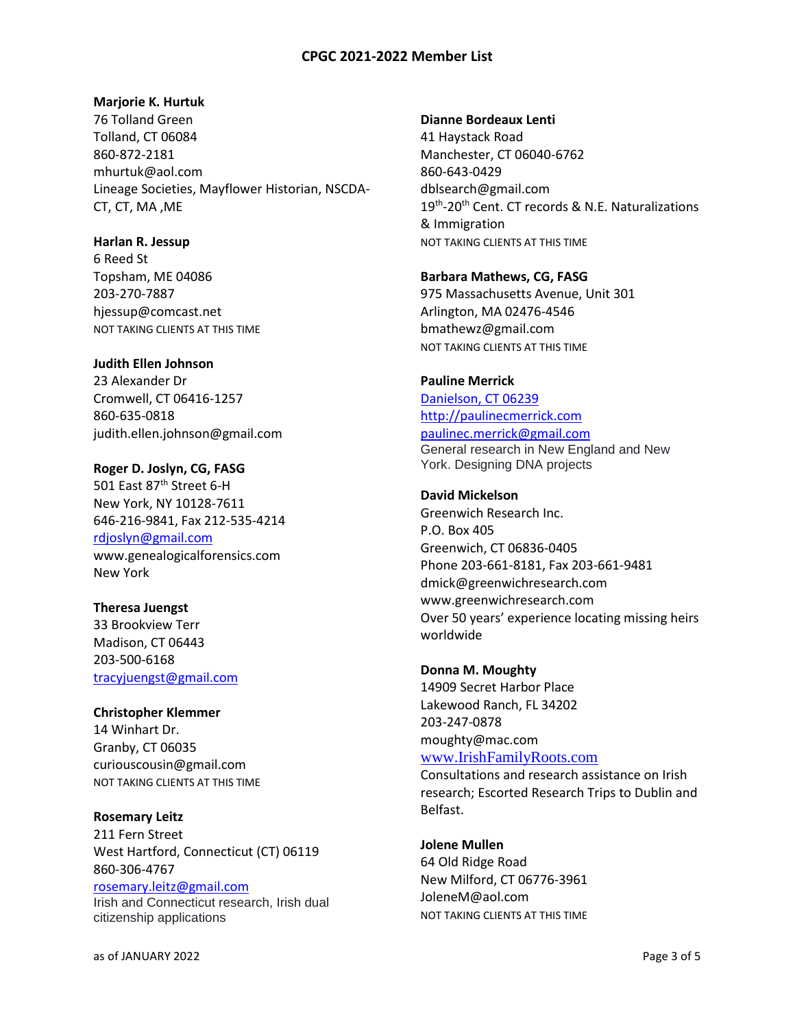**Marjorie K. Hurtuk**
76 Tolland Green
Tolland, CT 06084
860-872-2181
mhurtuk@aol.com
Lineage Societies, Mayflower Historian, NSCDA-CT, CT, MA ,ME

**Harlan R. Jessup**
6 Reed St
Topsham, ME 04086
203-270-7887
hjessup@comcast.net
NOT TAKING CLIENTS AT THIS TIME

**Judith Ellen Johnson**
23 Alexander Dr
Cromwell, CT 06416-1257
860-635-0818
judith.ellen.johnson@gmail.com

**Roger D. Joslyn, CG, FASG**
501 East 87th Street 6-H
New York, NY 10128-7611
646-216-9841, Fax 212-535-4214
rdjoslyn@gmail.com
www.genealogicalforensics.com
New York

**Theresa Juengst**
33 Brookview Terr
Madison, CT 06443
203-500-6168
tracyjuengst@gmail.com

**Christopher Klemmer**
14 Winhart Dr.
Granby, CT 06035
curiouscousin@gmail.com
NOT TAKING CLIENTS AT THIS TIME

**Rosemary Leitz**
211 Fern Street
West Hartford, Connecticut (CT) 06119
860-306-4767
rosemary.leitz@gmail.com
Irish and Connecticut research, Irish dual citizenship applications

**Dianne Bordeaux Lenti**
41 Haystack Road
Manchester, CT 06040-6762
860-643-0429
dblsearch@gmail.com
19th-20th Cent. CT records & N.E. Naturalizations & Immigration
NOT TAKING CLIENTS AT THIS TIME

**Barbara Mathews, CG, FASG**
975 Massachusetts Avenue, Unit 301
Arlington, MA 02476-4546
bmathewz@gmail.com
NOT TAKING CLIENTS AT THIS TIME

**Pauline Merrick**
Danielson, CT 06239
http://paulinecmerrick.com
paulinec.merrick@gmail.com
General research in New England and New York. Designing DNA projects

**David Mickelson**
Greenwich Research Inc.
P.O. Box 405
Greenwich, CT 06836-0405
Phone 203-661-8181, Fax 203-661-9481
dmick@greenwichresearch.com
www.greenwichresearch.com
Over 50 years' experience locating missing heirs worldwide

**Donna M. Moughty**
14909 Secret Harbor Place
Lakewood Ranch, FL 34202
203-247-0878
moughty@mac.com
www.IrishFamilyRoots.com
Consultations and research assistance on Irish research; Escorted Research Trips to Dublin and Belfast.

**Jolene Mullen**
64 Old Ridge Road
New Milford, CT 06776-3961
JoleneM@aol.com
NOT TAKING CLIENTS AT THIS TIME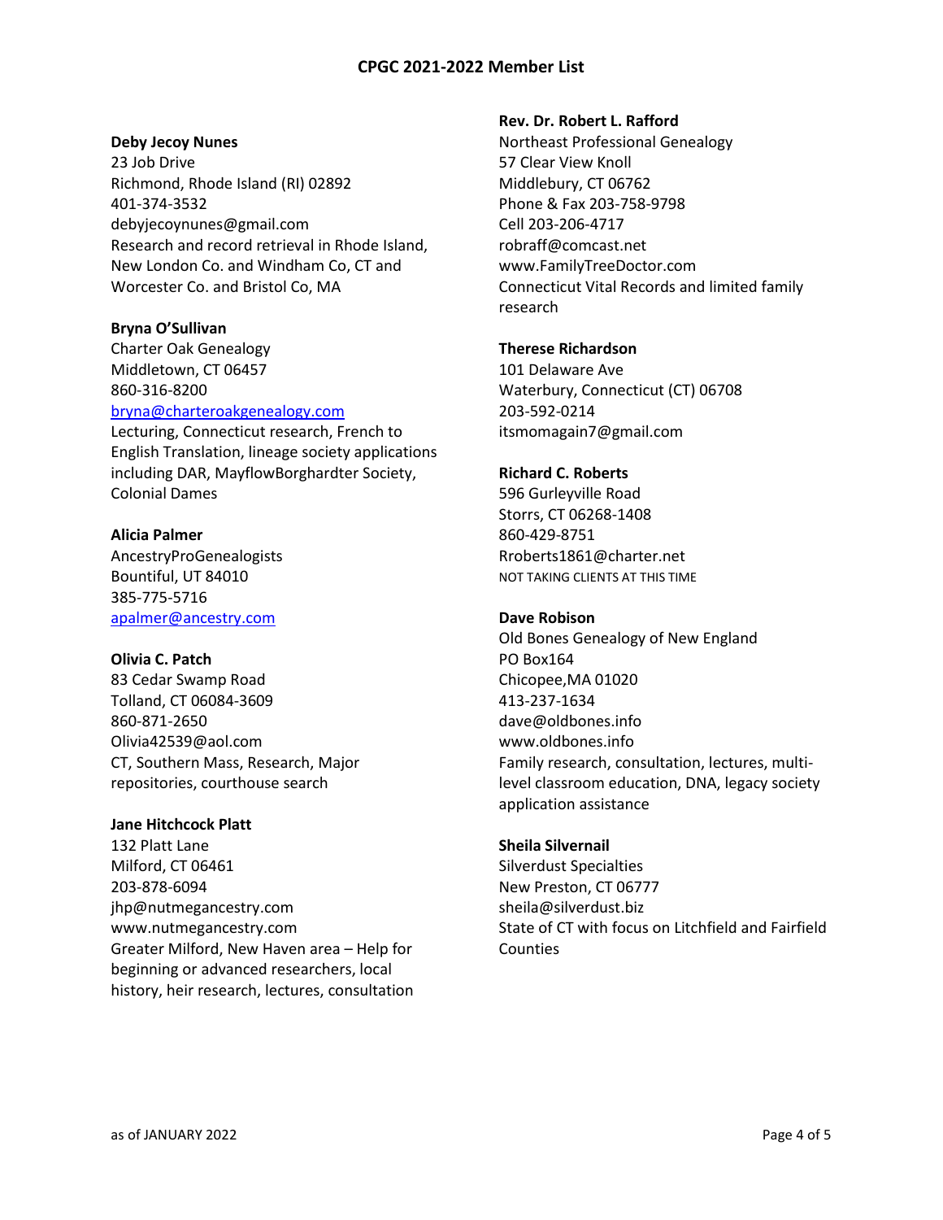## CPGC 2021-2022 Member List

**Deby Jecoy Nunes**
23 Job Drive
Richmond, Rhode Island (RI) 02892
401-374-3532
debyjecoynunes@gmail.com
Research and record retrieval in Rhode Island, New London Co. and Windham Co, CT and Worcester Co. and Bristol Co, MA

**Bryna O'Sullivan**
Charter Oak Genealogy
Middletown, CT 06457
860-316-8200
bryna@charteroakgenealogy.com
Lecturing, Connecticut research, French to English Translation, lineage society applications including DAR, MayflowBorghardter Society, Colonial Dames

**Alicia Palmer**
AncestryProGenealogists
Bountiful, UT 84010
385-775-5716
apalmer@ancestry.com

**Olivia C. Patch**
83 Cedar Swamp Road
Tolland, CT 06084-3609
860-871-2650
Olivia42539@aol.com
CT, Southern Mass, Research, Major repositories, courthouse search

**Jane Hitchcock Platt**
132 Platt Lane
Milford, CT 06461
203-878-6094
jhp@nutmegancestry.com
www.nutmegancestry.com
Greater Milford, New Haven area – Help for beginning or advanced researchers, local history, heir research, lectures, consultation

**Rev. Dr. Robert L. Rafford**
Northeast Professional Genealogy
57 Clear View Knoll
Middlebury, CT 06762
Phone & Fax 203-758-9798
Cell 203-206-4717
robraff@comcast.net
www.FamilyTreeDoctor.com
Connecticut Vital Records and limited family research

**Therese Richardson**
101 Delaware Ave
Waterbury, Connecticut (CT) 06708
203-592-0214
itsmomagain7@gmail.com

**Richard C. Roberts**
596 Gurleyville Road
Storrs, CT 06268-1408
860-429-8751
Rroberts1861@charter.net
NOT TAKING CLIENTS AT THIS TIME

**Dave Robison**
Old Bones Genealogy of New England
PO Box164
Chicopee,MA 01020
413-237-1634
dave@oldbones.info
www.oldbones.info
Family research, consultation, lectures, multi-level classroom education, DNA, legacy society application assistance

**Sheila Silvernail**
Silverdust Specialties
New Preston, CT 06777
sheila@silverdust.biz
State of CT with focus on Litchfield and Fairfield Counties

as of JANUARY 2022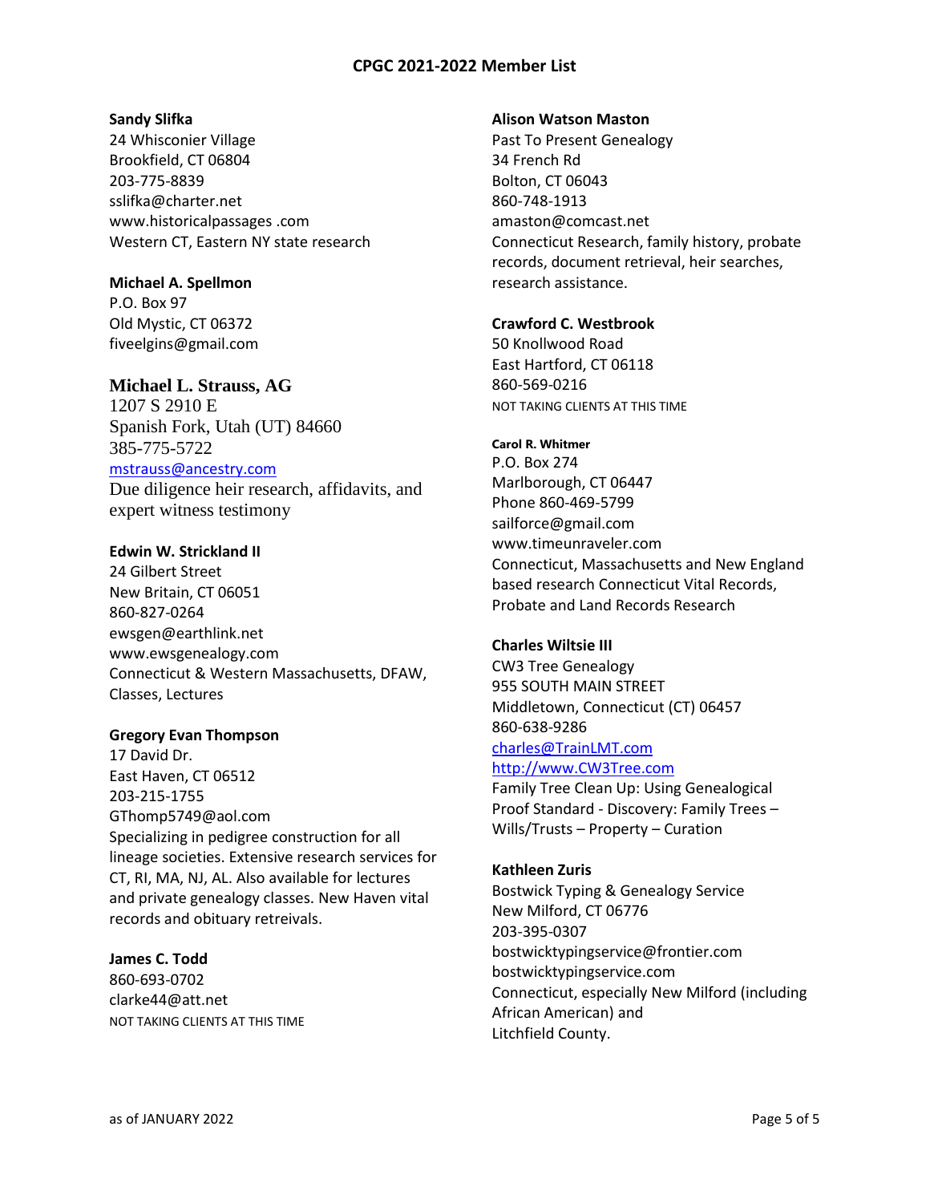**Sandy Slifka**
24 Whisconier Village
Brookfield, CT 06804
203-775-8839
sslifka@charter.net
www.historicalpassages .com
Western CT, Eastern NY state research

**Michael A. Spellmon**
P.O. Box 97
Old Mystic, CT 06372
fiveelgins@gmail.com

**Michael L. Strauss, AG**
1207 S 2910 E
Spanish Fork, Utah (UT) 84660
385-775-5722
mstrauss@ancestry.com
Due diligence heir research, affidavits, and expert witness testimony

**Edwin W. Strickland II**
24 Gilbert Street
New Britain, CT 06051
860-827-0264
ewsgen@earthlink.net
www.ewsgenealogy.com
Connecticut & Western Massachusetts, DFAW, Classes, Lectures

**Gregory Evan Thompson**
17 David Dr.
East Haven, CT 06512
203-215-1755
GThomp5749@aol.com
Specializing in pedigree construction for all lineage societies. Extensive research services for CT, RI, MA, NJ, AL. Also available for lectures and private genealogy classes. New Haven vital records and obituary retreivals.

**James C. Todd**
860-693-0702
clarke44@att.net
NOT TAKING CLIENTS AT THIS TIME

**Alison Watson Maston**
Past To Present Genealogy
34 French Rd
Bolton, CT 06043
860-748-1913
amaston@comcast.net
Connecticut Research, family history, probate records, document retrieval, heir searches, research assistance.

**Crawford C. Westbrook**
50 Knollwood Road
East Hartford, CT 06118
860-569-0216
NOT TAKING CLIENTS AT THIS TIME

**Carol R. Whitmer**
P.O. Box 274
Marlborough, CT 06447
Phone 860-469-5799
sailforce@gmail.com
www.timeunraveler.com
Connecticut, Massachusetts and New England based research Connecticut Vital Records, Probate and Land Records Research

**Charles Wiltsie III**
CW3 Tree Genealogy
955 SOUTH MAIN STREET
Middletown, Connecticut (CT) 06457
860-638-9286
charles@TrainLMT.com
http://www.CW3Tree.com
Family Tree Clean Up: Using Genealogical Proof Standard - Discovery: Family Trees – Wills/Trusts – Property – Curation

**Kathleen Zuris**
Bostwick Typing & Genealogy Service
New Milford, CT 06776
203-395-0307
bostwicktypingservice@frontier.com
bostwicktypingservice.com
Connecticut, especially New Milford (including African American) and Litchfield County.